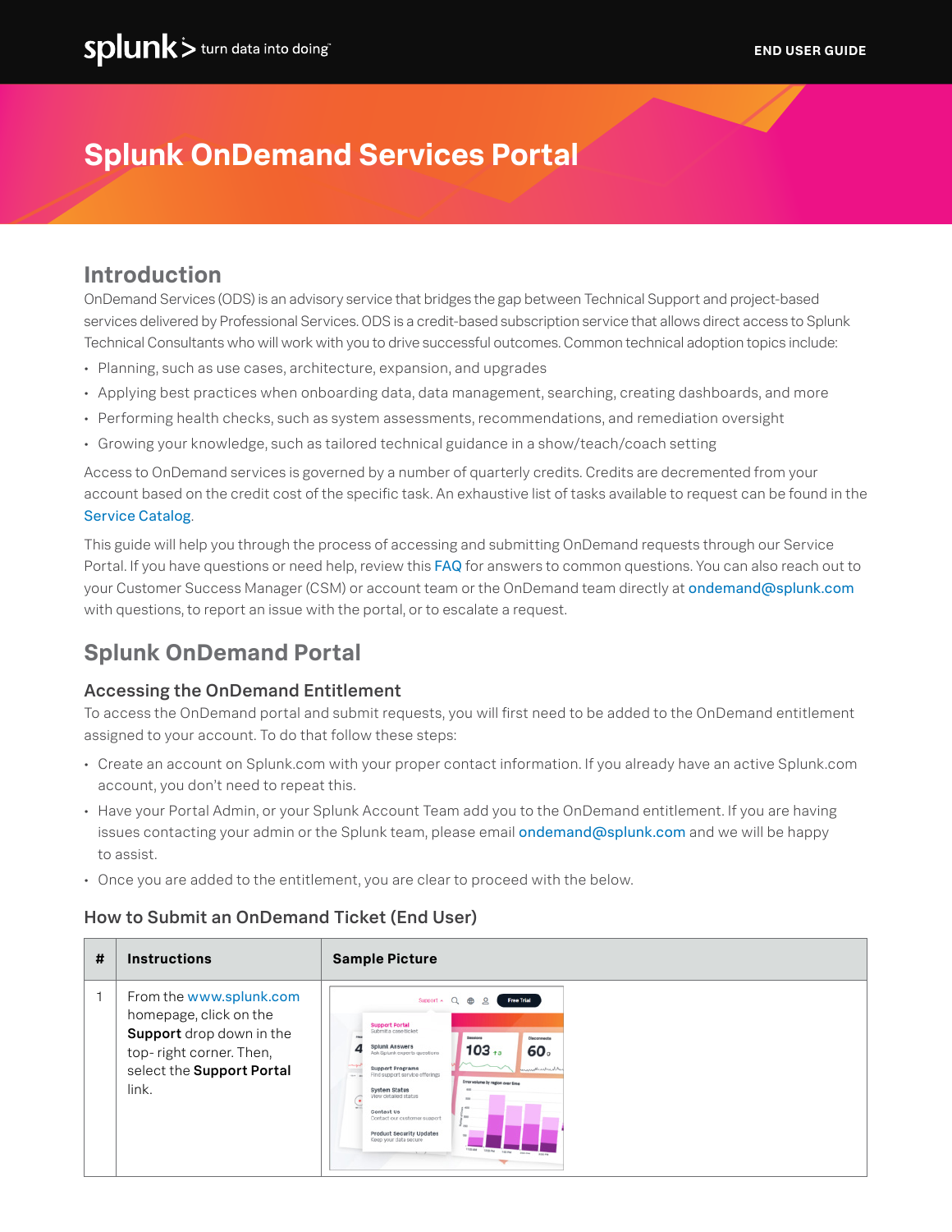splunk> turn data into doing™ END USER GUIDE

# Splunk OnDemand Services Portal

## Introduction

OnDemand Services (ODS) is an advisory service that bridges the gap between Technical Support and project-based services delivered by Professional Services. ODS is a credit-based subscription service that allows direct access to Splunk Technical Consultants who will work with you to drive successful outcomes. Common technical adoption topics include:

- Planning, such as use cases, architecture, expansion, and upgrades
- Applying best practices when onboarding data, data management, searching, creating dashboards, and more
- Performing health checks, such as system assessments, recommendations, and remediation oversight
- Growing your knowledge, such as tailored technical guidance in a show/teach/coach setting

Access to OnDemand services is governed by a number of quarterly credits. Credits are decremented from your account based on the credit cost of the specific task. An exhaustive list of tasks available to request can be found in the Service Catalog.

This guide will help you through the process of accessing and submitting OnDemand requests through our Service Portal. If you have questions or need help, review this FAQ for answers to common questions. You can also reach out to your Customer Success Manager (CSM) or account team or the OnDemand team directly at ondemand@splunk.com with questions, to report an issue with the portal, or to escalate a request.

## Splunk OnDemand Portal

### Accessing the OnDemand Entitlement

To access the OnDemand portal and submit requests, you will first need to be added to the OnDemand entitlement assigned to your account. To do that follow these steps:

- Create an account on Splunk.com with your proper contact information. If you already have an active Splunk.com account, you don't need to repeat this.
- Have your Portal Admin, or your Splunk Account Team add you to the OnDemand entitlement. If you are having issues contacting your admin or the Splunk team, please email ondemand@splunk.com and we will be happy to assist.
- Once you are added to the entitlement, you are clear to proceed with the below.

### How to Submit an OnDemand Ticket (End User)

| # | Instructions | Sample Picture |
|---|---|---|
| 1 | From the www.splunk.com homepage, click on the **Support** drop down in the top- right corner. Then, select the **Support Portal** link. | |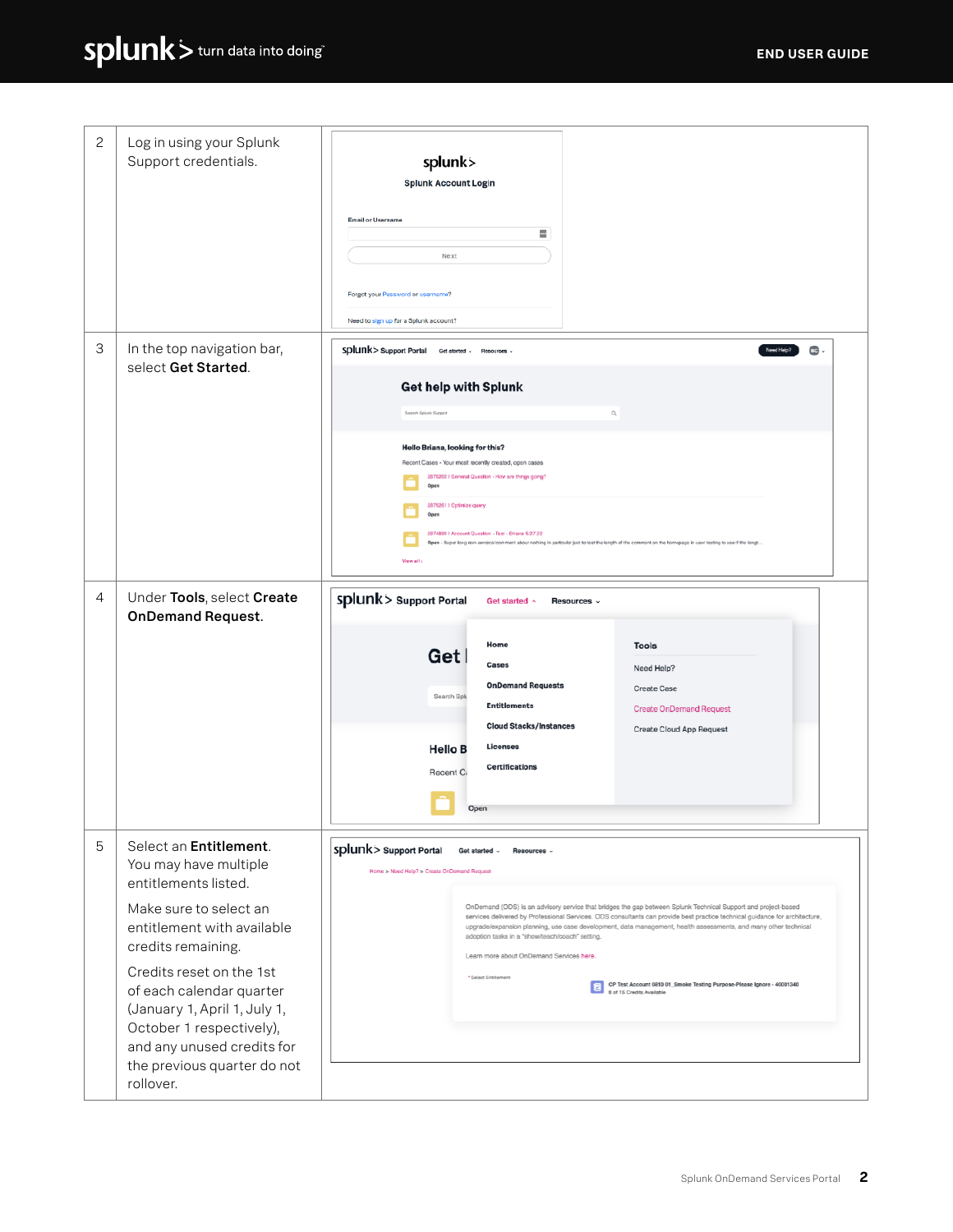| | | |
|---|---|---|
| 2 | Log in using your Splunk Support credentials. | |
| 3 | In the top navigation bar, select **Get Started**. | |
| 4 | Under **Tools**, select **Create OnDemand Request**. | |
| 5 | Select an **Entitlement**. You may have multiple entitlements listed.<br><br>Make sure to select an entitlement with available credits remaining.<br><br>Credits reset on the 1st of each calendar quarter (January 1, April 1, July 1, October 1 respectively), and any unused credits for the previous quarter do not rollover. | |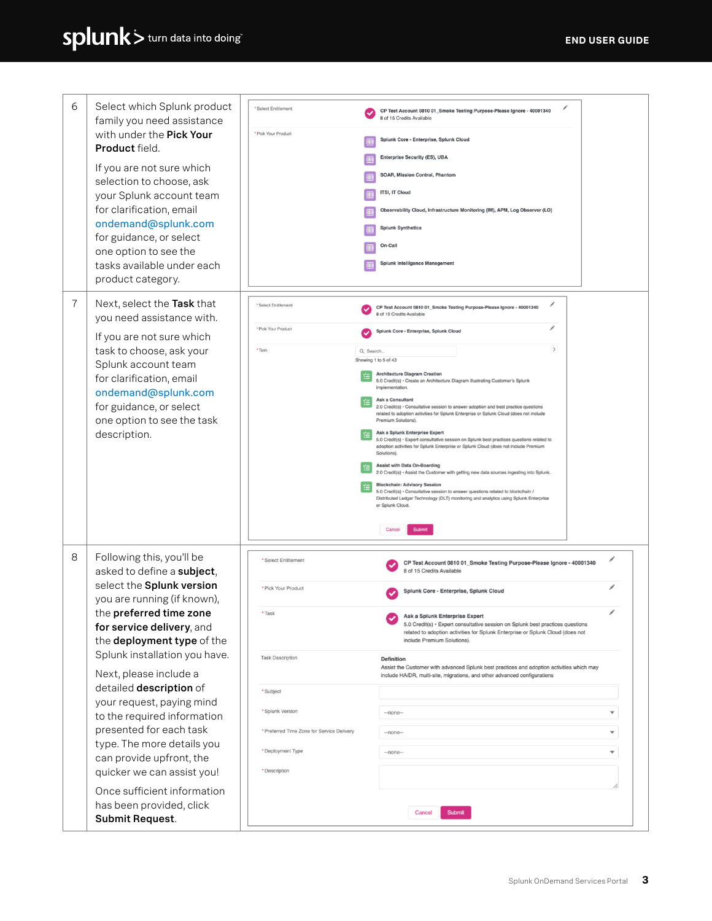| | | |
|---|---|---|
| 6 | Select which Splunk product family you need assistance with under the **Pick Your Product** field.<br><br>If you are not sure which selection to choose, ask your Splunk account team for clarification, email ondemand@splunk.com for guidance, or select one option to see the tasks available under each product category. | * Select Entitlement: CP Test Account 0810 01_Smoke Testing Purpose-Please Ignore - 40001340 — 8 of 15 Credits Available<br>* Pick Your Product: Splunk Core - Enterprise, Splunk Cloud; Enterprise Security (ES), UBA; SOAR, Mission Control, Phantom; ITSI, IT Cloud; Observability Cloud, Infrastructure Monitoring (IM), APM, Log Observer (LO); Splunk Synthetics; On-Call; Splunk Intelligence Management |
| 7 | Next, select the **Task** that you need assistance with.<br><br>If you are not sure which task to choose, ask your Splunk account team for clarification, email ondemand@splunk.com for guidance, or select one option to see the task description. | * Select Entitlement: CP Test Account 0810 01_Smoke Testing Purpose-Please Ignore - 40001340 — 8 of 15 Credits Available<br>* Pick Your Product: Splunk Core - Enterprise, Splunk Cloud<br>* Task: Search... Showing 1 to 5 of 43<br>Architecture Diagram Creation — 5.0 Credit(s) • Create an Architecture Diagram illustrating Customer's Splunk implementation.<br>Ask a Consultant — 2.0 Credit(s) • Consultative session to answer adoption and best practice questions related to adoption activities for Splunk Enterprise or Splunk Cloud (does not include Premium Solutions).<br>Ask a Splunk Enterprise Expert — 5.0 Credit(s) • Expert consultative session on Splunk best practices questions related to adoption activities for Splunk Enterprise or Splunk Cloud (does not include Premium Solutions).<br>Assist with Data On-Boarding — 2.0 Credit(s) • Assist the Customer with getting new data sources ingesting into Splunk.<br>Blockchain: Advisory Session — 5.0 Credit(s) • Consultative session to answer questions related to blockchain / Distributed Ledger Technology (DLT) monitoring and analytics using Splunk Enterprise or Splunk Cloud.<br>Cancel / Submit |
| 8 | Following this, you'll be asked to define a **subject**, select the **Splunk version** you are running (if known), the **preferred time zone for service delivery**, and the **deployment type** of the Splunk installation you have.<br><br>Next, please include a detailed **description** of your request, paying mind to the required information presented for each task type. The more details you can provide upfront, the quicker we can assist you!<br><br>Once sufficient information has been provided, click **Submit Request**. | * Select Entitlement: CP Test Account 0810 01_Smoke Testing Purpose-Please Ignore - 40001340 — 8 of 15 Credits Available<br>* Pick Your Product: Splunk Core - Enterprise, Splunk Cloud<br>* Task: Ask a Splunk Enterprise Expert — 5.0 Credit(s) • Expert consultative session on Splunk best practices questions related to adoption activities for Splunk Enterprise or Splunk Cloud (does not include Premium Solutions).<br>Task Description: Definition — Assist the Customer with advanced Splunk best practices and adoption activities which may include HA/DR, multi-site, migrations, and other advanced configurations<br>* Subject<br>* Splunk Version: --none--<br>* Preferred Time Zone for Service Delivery: --none--<br>* Deployment Type: --none--<br>* Description<br>Cancel / Submit |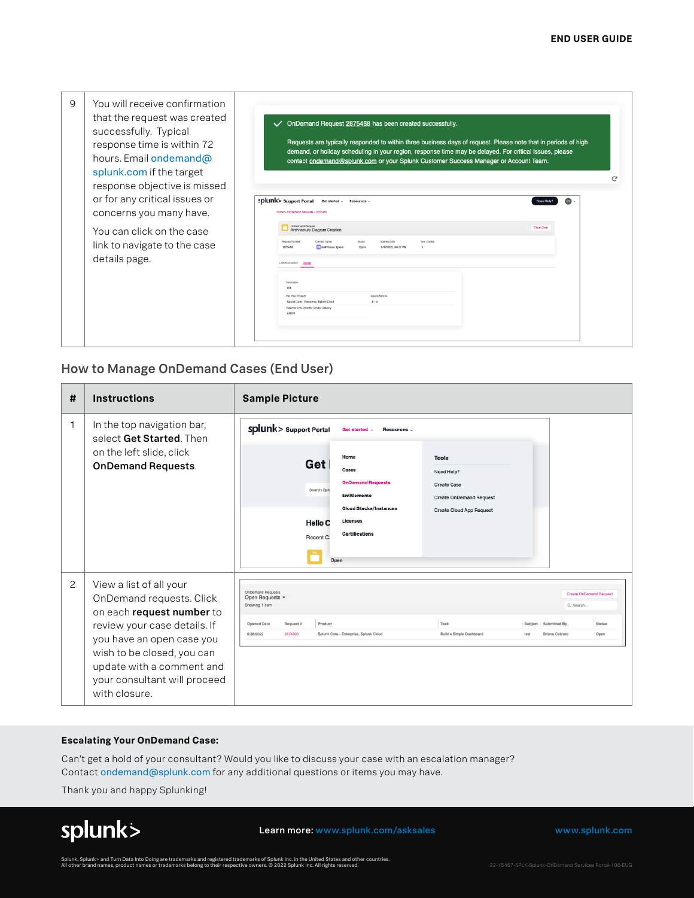| | | |
|---|---|---|
| 9 | You will receive confirmation that the request was created successfully. Typical response time is within 72 hours. Email ondemand@splunk.com if the target response objective is missed or for any critical issues or concerns you many have.<br><br>You can click on the case link to navigate to the case details page. | |

## How to Manage OnDemand Cases (End User)

| # | Instructions | Sample Picture |
|---|---|---|
| 1 | In the top navigation bar, select **Get Started**. Then on the left slide, click **OnDemand Requests**. | |
| 2 | View a list of all your OnDemand requests. Click on each **request number** to review your case details. If you have an open case you wish to be closed, you can update with a comment and your consultant will proceed with closure. | |

**Escalating Your OnDemand Case:**

Can't get a hold of your consultant? Would you like to discuss your case with an escalation manager? Contact ondemand@splunk.com for any additional questions or items you may have.

Thank you and happy Splunking!

Learn more: www.splunk.com/asksales

www.splunk.com

Splunk, Splunk> and Turn Data Into Doing are trademarks and registered trademarks of Splunk Inc. in the United States and other countries. All other brand names, product names or trademarks belong to their respective owners. © 2022 Splunk Inc. All rights reserved.

22-15467-SPLK-Splunk-OnDemand Services Portal-106-EUG